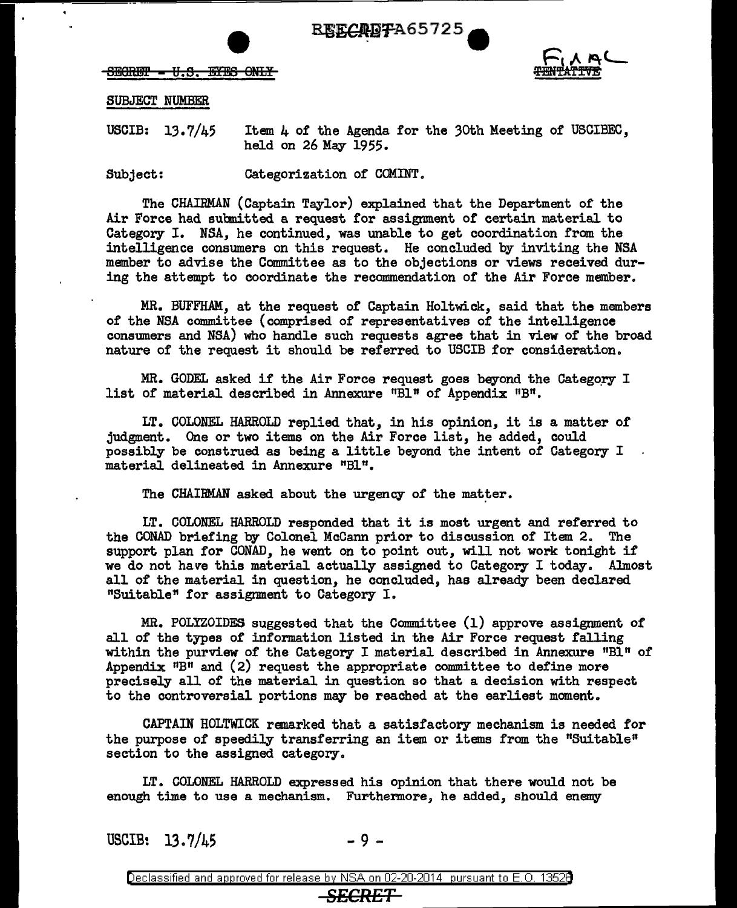REF ID:A65725

~~SECRET - U.S. EYES ONLY~~

FINAL
~~TENTATIVE~~

SUBJECT NUMBER

USCIB: 13.7/45 Item 4 of the Agenda for the 30th Meeting of USCIBEC, held on 26 May 1955.

Subject: Categorization of COMINT.

The CHAIRMAN (Captain Taylor) explained that the Department of the Air Force had submitted a request for assignment of certain material to Category I. NSA, he continued, was unable to get coordination from the intelligence consumers on this request. He concluded by inviting the NSA member to advise the Committee as to the objections or views received during the attempt to coordinate the recommendation of the Air Force member.

MR. BUFFHAM, at the request of Captain Holtwick, said that the members of the NSA committee (comprised of representatives of the intelligence consumers and NSA) who handle such requests agree that in view of the broad nature of the request it should be referred to USCIB for consideration.

MR. GODEL asked if the Air Force request goes beyond the Category I list of material described in Annexure "B1" of Appendix "B".

LT. COLONEL HARROLD replied that, in his opinion, it is a matter of judgment. One or two items on the Air Force list, he added, could possibly be construed as being a little beyond the intent of Category I material delineated in Annexure "B1".

The CHAIRMAN asked about the urgency of the matter.

LT. COLONEL HARROLD responded that it is most urgent and referred to the CONAD briefing by Colonel McCann prior to discussion of Item 2. The support plan for CONAD, he went on to point out, will not work tonight if we do not have this material actually assigned to Category I today. Almost all of the material in question, he concluded, has already been declared "Suitable" for assignment to Category I.

MR. POLYZOIDES suggested that the Committee (1) approve assignment of all of the types of information listed in the Air Force request falling within the purview of the Category I material described in Annexure "B1" of Appendix "B" and (2) request the appropriate committee to define more precisely all of the material in question so that a decision with respect to the controversial portions may be reached at the earliest moment.

CAPTAIN HOLTWICK remarked that a satisfactory mechanism is needed for the purpose of speedily transferring an item or items from the "Suitable" section to the assigned category.

LT. COLONEL HARROLD expressed his opinion that there would not be enough time to use a mechanism. Furthermore, he added, should enemy

USCIB: 13.7/45

Declassified and approved for release by NSA on 02-20-2014 pursuant to E.O. 13526

~~SECRET~~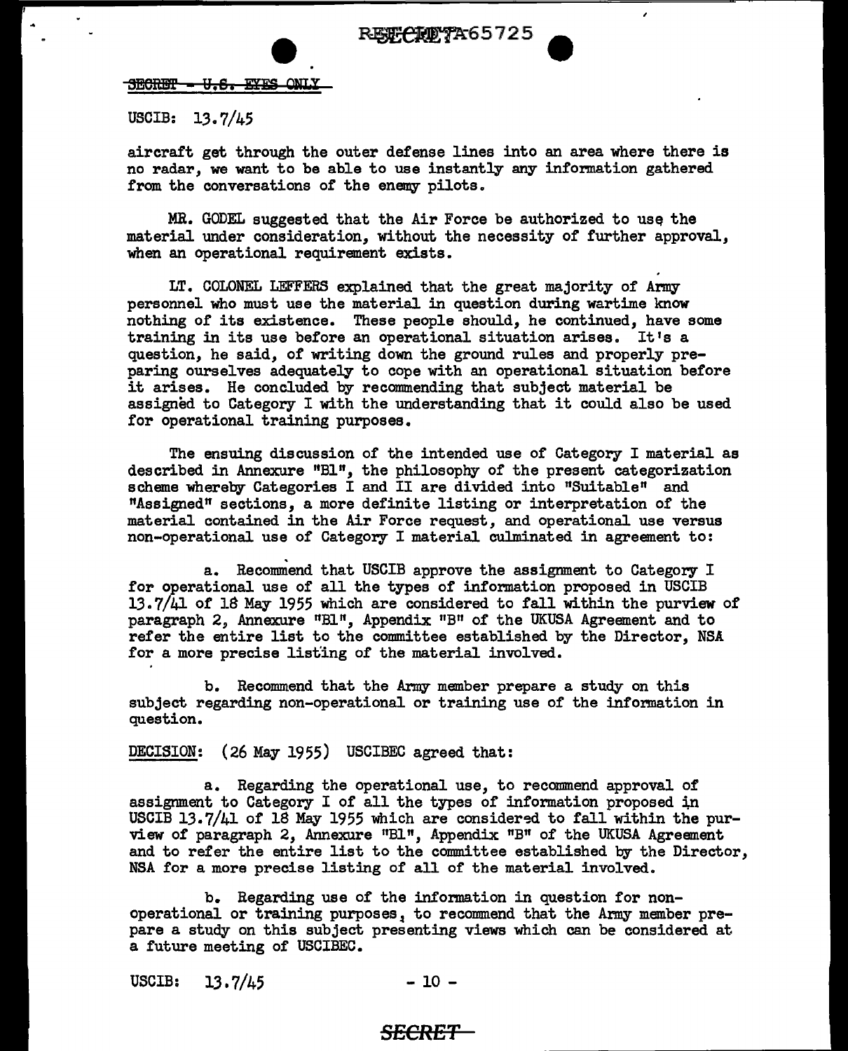SECRET - U.S. EYES ONLY

USCIB: 13.7/45

aircraft get through the outer defense lines into an area where there is no radar, we want to be able to use instantly any information gathered from the conversations of the enemy pilots.

MR. GODEL suggested that the Air Force be authorized to use the material under consideration, without the necessity of further approval, when an operational requirement exists.

LT. COLONEL LEFFERS explained that the great majority of Army personnel who must use the material in question during wartime know nothing of its existence. These people should, he continued, have some training in its use before an operational situation arises. It's a question, he said, of writing down the ground rules and properly preparing ourselves adequately to cope with an operational situation before it arises. He concluded by recommending that subject material be assigned to Category I with the understanding that it could also be used for operational training purposes.

The ensuing discussion of the intended use of Category I material as described in Annexure "B1", the philosophy of the present categorization scheme whereby Categories I and II are divided into "Suitable" and "Assigned" sections, a more definite listing or interpretation of the material contained in the Air Force request, and operational use versus non-operational use of Category I material culminated in agreement to:

a. Recommend that USCIB approve the assignment to Category I for operational use of all the types of information proposed in USCIB 13.7/41 of 18 May 1955 which are considered to fall within the purview of paragraph 2, Annexure "B1", Appendix "B" of the UKUSA Agreement and to refer the entire list to the committee established by the Director, NSA for a more precise listing of the material involved.

b. Recommend that the Army member prepare a study on this subject regarding non-operational or training use of the information in question.

DECISION: (26 May 1955) USCIBEC agreed that:

a. Regarding the operational use, to recommend approval of assignment to Category I of all the types of information proposed in USCIB 13.7/41 of 18 May 1955 which are considered to fall within the purview of paragraph 2, Annexure "B1", Appendix "B" of the UKUSA Agreement and to refer the entire list to the committee established by the Director, NSA for a more precise listing of all of the material involved.

b. Regarding use of the information in question for non-operational or training purposes, to recommend that the Army member prepare a study on this subject presenting views which can be considered at a future meeting of USCIBEC.

USCIB: 13.7/45

SECRET